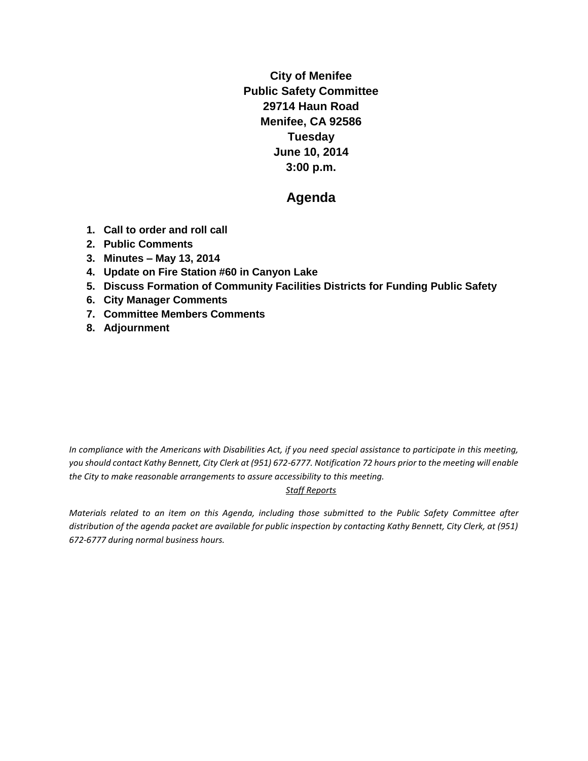**City of Menifee**
**Public Safety Committee**
**29714 Haun Road**
**Menifee, CA 92586**
**Tuesday**
**June 10, 2014**
**3:00 p.m.**

# Agenda

1. **Call to order and roll call**
2. **Public Comments**
3. **Minutes – May 13, 2014**
4. **Update on Fire Station #60 in Canyon Lake**
5. **Discuss Formation of Community Facilities Districts for Funding Public Safety**
6. **City Manager Comments**
7. **Committee Members Comments**
8. **Adjournment**

*In compliance with the Americans with Disabilities Act, if you need special assistance to participate in this meeting, you should contact Kathy Bennett, City Clerk at (951) 672-6777. Notification 72 hours prior to the meeting will enable the City to make reasonable arrangements to assure accessibility to this meeting.*

*Staff Reports*

*Materials related to an item on this Agenda, including those submitted to the Public Safety Committee after distribution of the agenda packet are available for public inspection by contacting Kathy Bennett, City Clerk, at (951) 672-6777 during normal business hours.*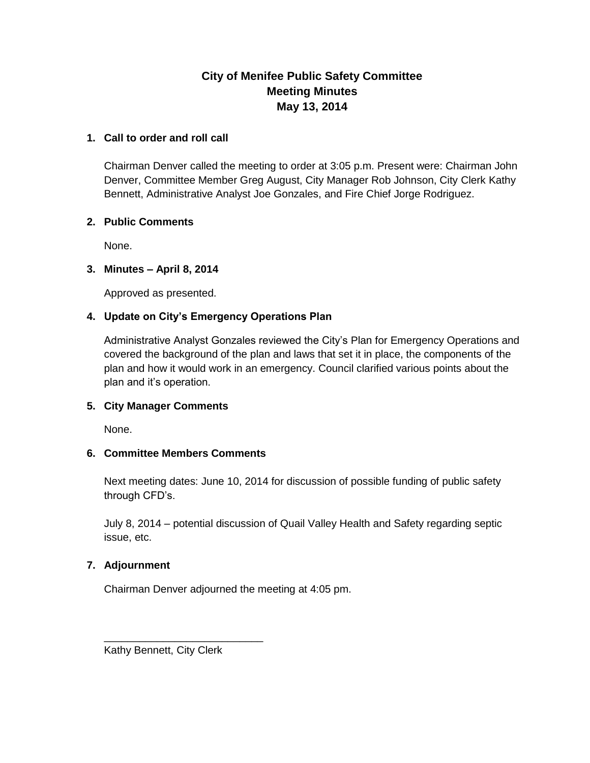# City of Menifee Public Safety Committee
# Meeting Minutes
# May 13, 2014

**1. Call to order and roll call**

Chairman Denver called the meeting to order at 3:05 p.m. Present were: Chairman John Denver, Committee Member Greg August, City Manager Rob Johnson, City Clerk Kathy Bennett, Administrative Analyst Joe Gonzales, and Fire Chief Jorge Rodriguez.

**2. Public Comments**

None.

**3. Minutes – April 8, 2014**

Approved as presented.

**4. Update on City's Emergency Operations Plan**

Administrative Analyst Gonzales reviewed the City's Plan for Emergency Operations and covered the background of the plan and laws that set it in place, the components of the plan and how it would work in an emergency. Council clarified various points about the plan and it's operation.

**5. City Manager Comments**

None.

**6. Committee Members Comments**

Next meeting dates: June 10, 2014 for discussion of possible funding of public safety through CFD's.

July 8, 2014 – potential discussion of Quail Valley Health and Safety regarding septic issue, etc.

**7. Adjournment**

Chairman Denver adjourned the meeting at 4:05 pm.

___________________________

Kathy Bennett, City Clerk